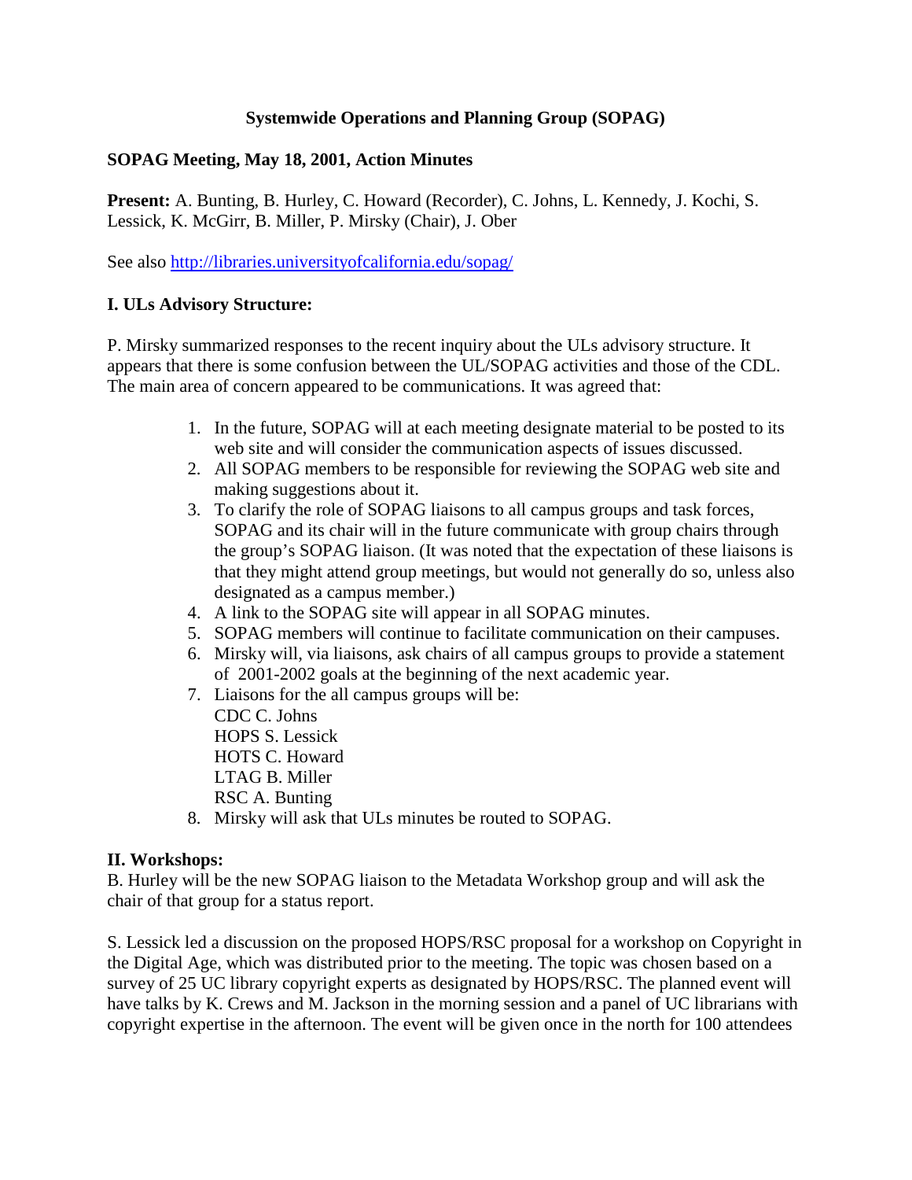# Systemwide Operations and Planning Group (SOPAG)

## SOPAG Meeting, May 18, 2001, Action Minutes

**Present:** A. Bunting, B. Hurley, C. Howard (Recorder), C. Johns, L. Kennedy, J. Kochi, S. Lessick, K. McGirr, B. Miller, P. Mirsky (Chair), J. Ober

See also http://libraries.universityofcalifornia.edu/sopag/

### I. ULs Advisory Structure:

P. Mirsky summarized responses to the recent inquiry about the ULs advisory structure. It appears that there is some confusion between the UL/SOPAG activities and those of the CDL. The main area of concern appeared to be communications. It was agreed that:

1. In the future, SOPAG will at each meeting designate material to be posted to its web site and will consider the communication aspects of issues discussed.
2. All SOPAG members to be responsible for reviewing the SOPAG web site and making suggestions about it.
3. To clarify the role of SOPAG liaisons to all campus groups and task forces, SOPAG and its chair will in the future communicate with group chairs through the group's SOPAG liaison. (It was noted that the expectation of these liaisons is that they might attend group meetings, but would not generally do so, unless also designated as a campus member.)
4. A link to the SOPAG site will appear in all SOPAG minutes.
5. SOPAG members will continue to facilitate communication on their campuses.
6. Mirsky will, via liaisons, ask chairs of all campus groups to provide a statement of 2001-2002 goals at the beginning of the next academic year.
7. Liaisons for the all campus groups will be:
   CDC C. Johns
   HOPS S. Lessick
   HOTS C. Howard
   LTAG B. Miller
   RSC A. Bunting
8. Mirsky will ask that ULs minutes be routed to SOPAG.

### II. Workshops:

B. Hurley will be the new SOPAG liaison to the Metadata Workshop group and will ask the chair of that group for a status report.

S. Lessick led a discussion on the proposed HOPS/RSC proposal for a workshop on Copyright in the Digital Age, which was distributed prior to the meeting. The topic was chosen based on a survey of 25 UC library copyright experts as designated by HOPS/RSC. The planned event will have talks by K. Crews and M. Jackson in the morning session and a panel of UC librarians with copyright expertise in the afternoon. The event will be given once in the north for 100 attendees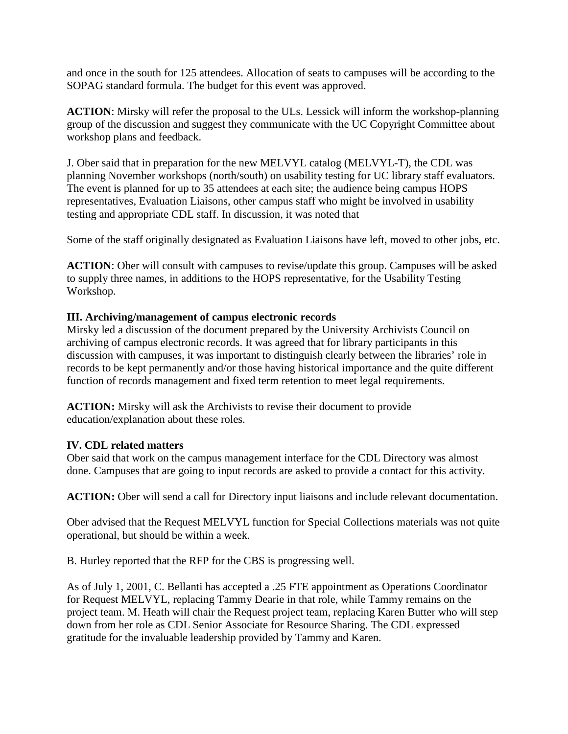and once in the south for 125 attendees. Allocation of seats to campuses will be according to the SOPAG standard formula. The budget for this event was approved.

**ACTION**: Mirsky will refer the proposal to the ULs. Lessick will inform the workshop-planning group of the discussion and suggest they communicate with the UC Copyright Committee about workshop plans and feedback.

J. Ober said that in preparation for the new MELVYL catalog (MELVYL-T), the CDL was planning November workshops (north/south) on usability testing for UC library staff evaluators. The event is planned for up to 35 attendees at each site; the audience being campus HOPS representatives, Evaluation Liaisons, other campus staff who might be involved in usability testing and appropriate CDL staff. In discussion, it was noted that

Some of the staff originally designated as Evaluation Liaisons have left, moved to other jobs, etc.

**ACTION**: Ober will consult with campuses to revise/update this group. Campuses will be asked to supply three names, in additions to the HOPS representative, for the Usability Testing Workshop.

**III. Archiving/management of campus electronic records**

Mirsky led a discussion of the document prepared by the University Archivists Council on archiving of campus electronic records. It was agreed that for library participants in this discussion with campuses, it was important to distinguish clearly between the libraries' role in records to be kept permanently and/or those having historical importance and the quite different function of records management and fixed term retention to meet legal requirements.

**ACTION:** Mirsky will ask the Archivists to revise their document to provide education/explanation about these roles.

**IV. CDL related matters**

Ober said that work on the campus management interface for the CDL Directory was almost done. Campuses that are going to input records are asked to provide a contact for this activity.

**ACTION:** Ober will send a call for Directory input liaisons and include relevant documentation.

Ober advised that the Request MELVYL function for Special Collections materials was not quite operational, but should be within a week.

B. Hurley reported that the RFP for the CBS is progressing well.

As of July 1, 2001, C. Bellanti has accepted a .25 FTE appointment as Operations Coordinator for Request MELVYL, replacing Tammy Dearie in that role, while Tammy remains on the project team. M. Heath will chair the Request project team, replacing Karen Butter who will step down from her role as CDL Senior Associate for Resource Sharing. The CDL expressed gratitude for the invaluable leadership provided by Tammy and Karen.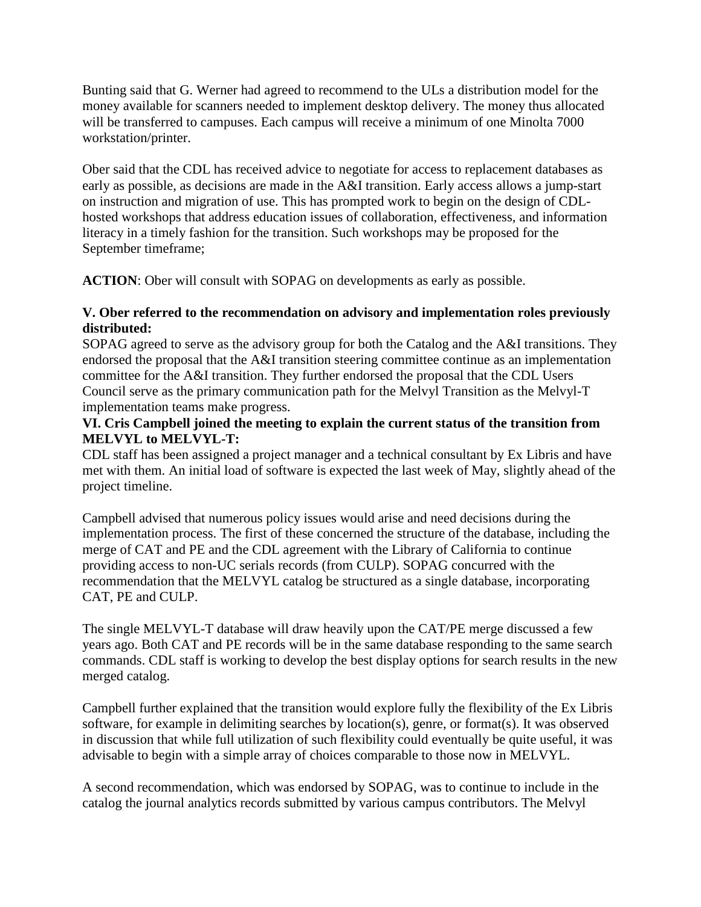Bunting said that G. Werner had agreed to recommend to the ULs a distribution model for the money available for scanners needed to implement desktop delivery. The money thus allocated will be transferred to campuses. Each campus will receive a minimum of one Minolta 7000 workstation/printer.

Ober said that the CDL has received advice to negotiate for access to replacement databases as early as possible, as decisions are made in the A&I transition. Early access allows a jump-start on instruction and migration of use. This has prompted work to begin on the design of CDL-hosted workshops that address education issues of collaboration, effectiveness, and information literacy in a timely fashion for the transition. Such workshops may be proposed for the September timeframe;

**ACTION**: Ober will consult with SOPAG on developments as early as possible.

**V. Ober referred to the recommendation on advisory and implementation roles previously distributed:**

SOPAG agreed to serve as the advisory group for both the Catalog and the A&I transitions. They endorsed the proposal that the A&I transition steering committee continue as an implementation committee for the A&I transition. They further endorsed the proposal that the CDL Users Council serve as the primary communication path for the Melvyl Transition as the Melvyl-T implementation teams make progress.

**VI. Cris Campbell joined the meeting to explain the current status of the transition from MELVYL to MELVYL-T:**

CDL staff has been assigned a project manager and a technical consultant by Ex Libris and have met with them. An initial load of software is expected the last week of May, slightly ahead of the project timeline.

Campbell advised that numerous policy issues would arise and need decisions during the implementation process. The first of these concerned the structure of the database, including the merge of CAT and PE and the CDL agreement with the Library of California to continue providing access to non-UC serials records (from CULP). SOPAG concurred with the recommendation that the MELVYL catalog be structured as a single database, incorporating CAT, PE and CULP.

The single MELVYL-T database will draw heavily upon the CAT/PE merge discussed a few years ago. Both CAT and PE records will be in the same database responding to the same search commands. CDL staff is working to develop the best display options for search results in the new merged catalog.

Campbell further explained that the transition would explore fully the flexibility of the Ex Libris software, for example in delimiting searches by location(s), genre, or format(s). It was observed in discussion that while full utilization of such flexibility could eventually be quite useful, it was advisable to begin with a simple array of choices comparable to those now in MELVYL.

A second recommendation, which was endorsed by SOPAG, was to continue to include in the catalog the journal analytics records submitted by various campus contributors. The Melvyl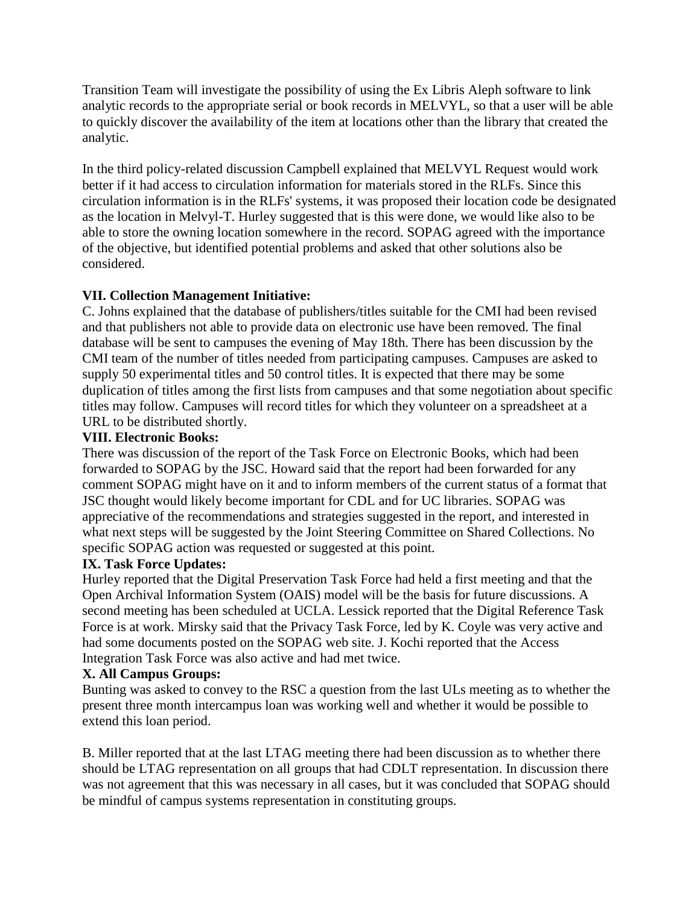Transition Team will investigate the possibility of using the Ex Libris Aleph software to link analytic records to the appropriate serial or book records in MELVYL, so that a user will be able to quickly discover the availability of the item at locations other than the library that created the analytic.

In the third policy-related discussion Campbell explained that MELVYL Request would work better if it had access to circulation information for materials stored in the RLFs. Since this circulation information is in the RLFs' systems, it was proposed their location code be designated as the location in Melvyl-T. Hurley suggested that is this were done, we would like also to be able to store the owning location somewhere in the record. SOPAG agreed with the importance of the objective, but identified potential problems and asked that other solutions also be considered.

**VII. Collection Management Initiative:**
C. Johns explained that the database of publishers/titles suitable for the CMI had been revised and that publishers not able to provide data on electronic use have been removed. The final database will be sent to campuses the evening of May 18th. There has been discussion by the CMI team of the number of titles needed from participating campuses. Campuses are asked to supply 50 experimental titles and 50 control titles. It is expected that there may be some duplication of titles among the first lists from campuses and that some negotiation about specific titles may follow. Campuses will record titles for which they volunteer on a spreadsheet at a URL to be distributed shortly.

**VIII. Electronic Books:**
There was discussion of the report of the Task Force on Electronic Books, which had been forwarded to SOPAG by the JSC. Howard said that the report had been forwarded for any comment SOPAG might have on it and to inform members of the current status of a format that JSC thought would likely become important for CDL and for UC libraries. SOPAG was appreciative of the recommendations and strategies suggested in the report, and interested in what next steps will be suggested by the Joint Steering Committee on Shared Collections. No specific SOPAG action was requested or suggested at this point.

**IX. Task Force Updates:**
Hurley reported that the Digital Preservation Task Force had held a first meeting and that the Open Archival Information System (OAIS) model will be the basis for future discussions. A second meeting has been scheduled at UCLA. Lessick reported that the Digital Reference Task Force is at work. Mirsky said that the Privacy Task Force, led by K. Coyle was very active and had some documents posted on the SOPAG web site. J. Kochi reported that the Access Integration Task Force was also active and had met twice.

**X. All Campus Groups:**
Bunting was asked to convey to the RSC a question from the last ULs meeting as to whether the present three month intercampus loan was working well and whether it would be possible to extend this loan period.

B. Miller reported that at the last LTAG meeting there had been discussion as to whether there should be LTAG representation on all groups that had CDLT representation. In discussion there was not agreement that this was necessary in all cases, but it was concluded that SOPAG should be mindful of campus systems representation in constituting groups.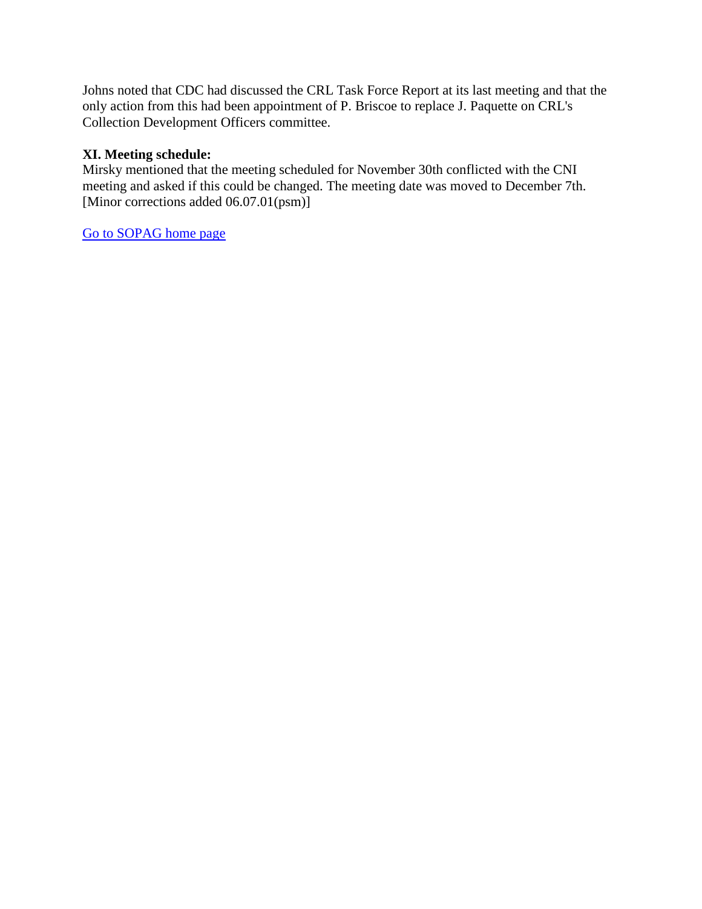Johns noted that CDC had discussed the CRL Task Force Report at its last meeting and that the only action from this had been appointment of P. Briscoe to replace J. Paquette on CRL's Collection Development Officers committee.

**XI. Meeting schedule:**
Mirsky mentioned that the meeting scheduled for November 30th conflicted with the CNI meeting and asked if this could be changed. The meeting date was moved to December 7th.
[Minor corrections added 06.07.01(psm)]

Go to SOPAG home page